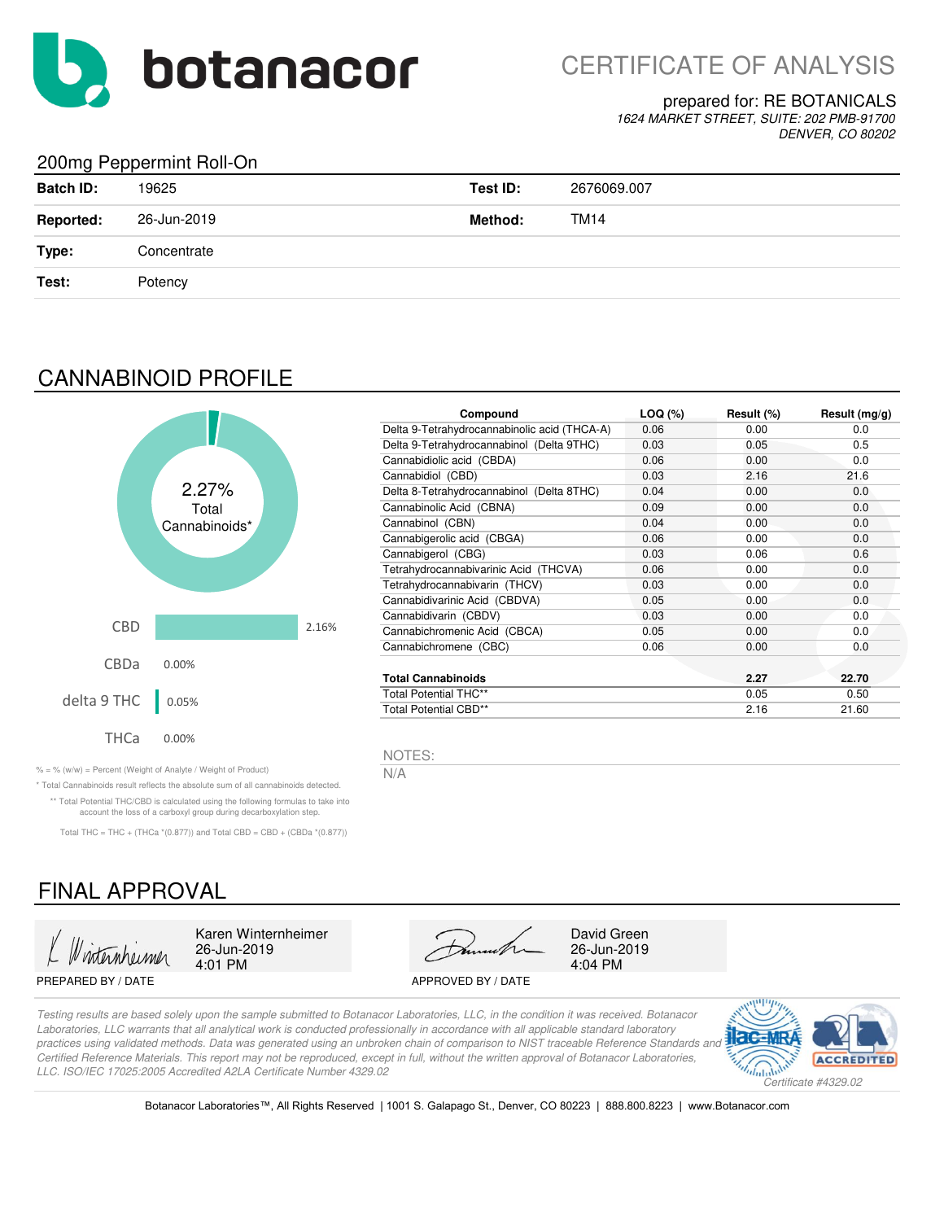# botanacor

CERTIFICATE OF ANALYSIS

prepared for: RE BOTANICALS
*1624 MARKET STREET, SUITE: 202 PMB-91700*
*DENVER, CO 80202*

## 200mg Peppermint Roll-On

| | | | |
|---|---|---|---|
| **Batch ID:** | 19625 | **Test ID:** | 2676069.007 |
| **Reported:** | 26-Jun-2019 | **Method:** | TM14 |
| **Type:** | Concentrate | | |
| **Test:** | Potency | | |

## CANNABINOID PROFILE

2.27%
Total
Cannabinoids*

CBD 2.16%
CBDa 0.00%
delta 9 THC 0.05%
THCa 0.00%

| Compound | LOQ (%) | Result (%) | Result (mg/g) |
|---|---|---|---|
| Delta 9-Tetrahydrocannabinolic acid (THCA-A) | 0.06 | 0.00 | 0.0 |
| Delta 9-Tetrahydrocannabinol (Delta 9THC) | 0.03 | 0.05 | 0.5 |
| Cannabidiolic acid (CBDA) | 0.06 | 0.00 | 0.0 |
| Cannabidiol (CBD) | 0.03 | 2.16 | 21.6 |
| Delta 8-Tetrahydrocannabinol (Delta 8THC) | 0.04 | 0.00 | 0.0 |
| Cannabinolic Acid (CBNA) | 0.09 | 0.00 | 0.0 |
| Cannabinol (CBN) | 0.04 | 0.00 | 0.0 |
| Cannabigerolic acid (CBGA) | 0.06 | 0.00 | 0.0 |
| Cannabigerol (CBG) | 0.03 | 0.06 | 0.6 |
| Tetrahydrocannabivarinic Acid (THCVA) | 0.06 | 0.00 | 0.0 |
| Tetrahydrocannabivarin (THCV) | 0.03 | 0.00 | 0.0 |
| Cannabidivarinic Acid (CBDVA) | 0.05 | 0.00 | 0.0 |
| Cannabidivarin (CBDV) | 0.03 | 0.00 | 0.0 |
| Cannabichromenic Acid (CBCA) | 0.05 | 0.00 | 0.0 |
| Cannabichromene (CBC) | 0.06 | 0.00 | 0.0 |
| **Total Cannabinoids** | | **2.27** | **22.70** |
| Total Potential THC** | | 0.05 | 0.50 |
| Total Potential CBD** | | 2.16 | 21.60 |

NOTES:
N/A

% = % (w/w) = Percent (Weight of Analyte / Weight of Product)

* Total Cannabinoids result reflects the absolute sum of all cannabinoids detected.

** Total Potential THC/CBD is calculated using the following formulas to take into account the loss of a carboxyl group during decarboxylation step.

Total THC = THC + (THCa *(0.877)) and Total CBD = CBD + (CBDa *(0.877))

## FINAL APPROVAL

Karen Winternheimer
26-Jun-2019
4:01 PM

PREPARED BY / DATE

David Green
26-Jun-2019
4:04 PM

APPROVED BY / DATE

*Testing results are based solely upon the sample submitted to Botanacor Laboratories, LLC, in the condition it was received. Botanacor Laboratories, LLC warrants that all analytical work is conducted professionally in accordance with all applicable standard laboratory practices using validated methods. Data was generated using an unbroken chain of comparison to NIST traceable Reference Standards and Certified Reference Materials. This report may not be reproduced, except in full, without the written approval of Botanacor Laboratories, LLC. ISO/IEC 17025:2005 Accredited A2LA Certificate Number 4329.02*

ilac-MRA ACCREDITED *Certificate #4329.02*

Botanacor Laboratories™, All Rights Reserved | 1001 S. Galapago St., Denver, CO 80223 | 888.800.8223 | www.Botanacor.com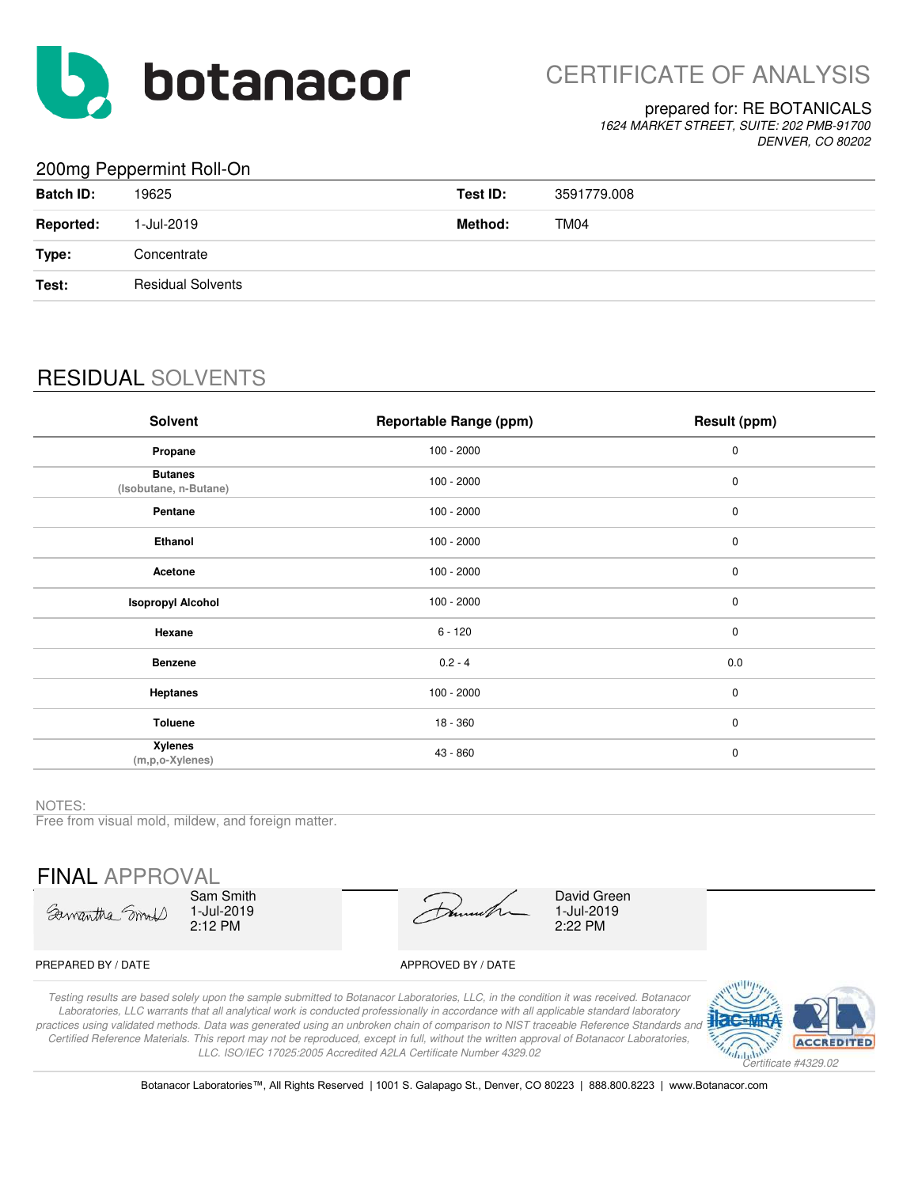# botanacor

## CERTIFICATE OF ANALYSIS

prepared for: RE BOTANICALS
*1624 MARKET STREET, SUITE: 202 PMB-91700*
*DENVER, CO 80202*

### 200mg Peppermint Roll-On

| | | | |
|---|---|---|---|
| **Batch ID:** | 19625 | **Test ID:** | 3591779.008 |
| **Reported:** | 1-Jul-2019 | **Method:** | TM04 |
| **Type:** | Concentrate | | |
| **Test:** | Residual Solvents | | |

## RESIDUAL SOLVENTS

| Solvent | Reportable Range (ppm) | Result (ppm) |
|---|---|---|
| **Propane** | 100 - 2000 | 0 |
| **Butanes** (Isobutane, n-Butane) | 100 - 2000 | 0 |
| **Pentane** | 100 - 2000 | 0 |
| **Ethanol** | 100 - 2000 | 0 |
| **Acetone** | 100 - 2000 | 0 |
| **Isopropyl Alcohol** | 100 - 2000 | 0 |
| **Hexane** | 6 - 120 | 0 |
| **Benzene** | 0.2 - 4 | 0.0 |
| **Heptanes** | 100 - 2000 | 0 |
| **Toluene** | 18 - 360 | 0 |
| **Xylenes** (m,p,o-Xylenes) | 43 - 860 | 0 |

NOTES:
Free from visual mold, mildew, and foreign matter.

## FINAL APPROVAL

| | |
|---|---|
| Sam Smith<br>1-Jul-2019<br>2:12 PM | David Green<br>1-Jul-2019<br>2:22 PM |
| PREPARED BY / DATE | APPROVED BY / DATE |

*Testing results are based solely upon the sample submitted to Botanacor Laboratories, LLC, in the condition it was received. Botanacor Laboratories, LLC warrants that all analytical work is conducted professionally in accordance with all applicable standard laboratory practices using validated methods. Data was generated using an unbroken chain of comparison to NIST traceable Reference Standards and Certified Reference Materials. This report may not be reproduced, except in full, without the written approval of Botanacor Laboratories, LLC. ISO/IEC 17025:2005 Accredited A2LA Certificate Number 4329.02*

ilac-MRA A2LA ACCREDITED
*Certificate #4329.02*

Botanacor Laboratories™, All Rights Reserved | 1001 S. Galapago St., Denver, CO 80223 | 888.800.8223 | www.Botanacor.com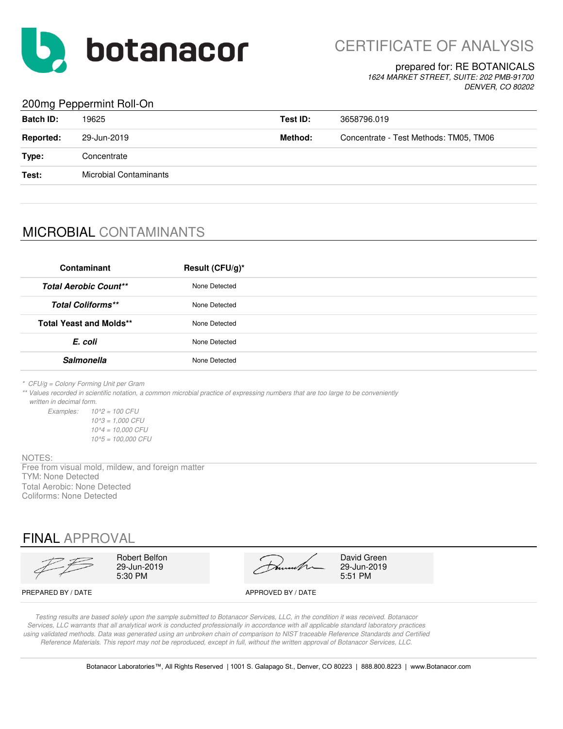botanacor

# CERTIFICATE OF ANALYSIS

prepared for: RE BOTANICALS
*1624 MARKET STREET, SUITE: 202 PMB-91700*
*DENVER, CO 80202*

## 200mg Peppermint Roll-On

| | | | |
|---|---|---|---|
| **Batch ID:** | 19625 | **Test ID:** | 3658796.019 |
| **Reported:** | 29-Jun-2019 | **Method:** | Concentrate - Test Methods: TM05, TM06 |
| **Type:** | Concentrate | | |
| **Test:** | Microbial Contaminants | | |

## MICROBIAL CONTAMINANTS

| Contaminant | Result (CFU/g)* |
|---|---|
| ***Total Aerobic Count**** | None Detected |
| ***Total Coliforms**** | None Detected |
| **Total Yeast and Molds**** | None Detected |
| ***E. coli*** | None Detected |
| ***Salmonella*** | None Detected |

*\* CFU/g = Colony Forming Unit per Gram*
*\*\* Values recorded in scientific notation, a common microbial practice of expressing numbers that are too large to be conveniently written in decimal form.*

*Examples:*
*10^2 = 100 CFU*
*10^3 = 1,000 CFU*
*10^4 = 10,000 CFU*
*10^5 = 100,000 CFU*

NOTES:
Free from visual mold, mildew, and foreign matter
TYM: None Detected
Total Aerobic: None Detected
Coliforms: None Detected

## FINAL APPROVAL

| | |
|---|---|
| Robert Belfon<br>29-Jun-2019<br>5:30 PM | David Green<br>29-Jun-2019<br>5:51 PM |
| PREPARED BY / DATE | APPROVED BY / DATE |

*Testing results are based solely upon the sample submitted to Botanacor Services, LLC, in the condition it was received. Botanacor Services, LLC warrants that all analytical work is conducted professionally in accordance with all applicable standard laboratory practices using validated methods. Data was generated using an unbroken chain of comparison to NIST traceable Reference Standards and Certified Reference Materials. This report may not be reproduced, except in full, without the written approval of Botanacor Services, LLC.*

Botanacor Laboratories™, All Rights Reserved | 1001 S. Galapago St., Denver, CO 80223 | 888.800.8223 | www.Botanacor.com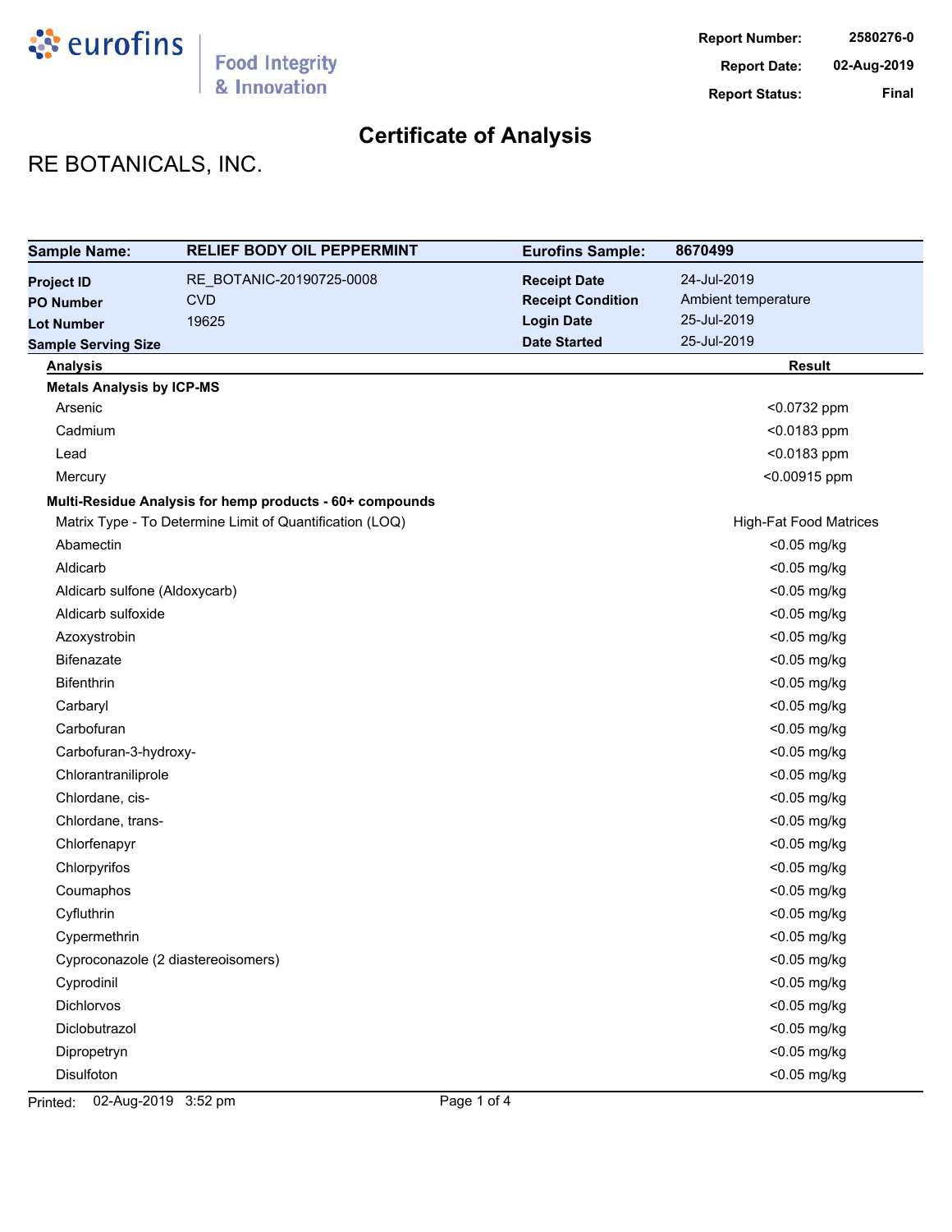eurofins | Food Integrity & Innovation

**Report Number:** 2580276-0
**Report Date:** 02-Aug-2019
**Report Status:** Final

# Certificate of Analysis

## RE BOTANICALS, INC.

| **Sample Name:** | **RELIEF BODY OIL PEPPERMINT** | **Eurofins Sample:** | **8670499** |
|---|---|---|---|
| **Project ID** | RE_BOTANIC-20190725-0008 | **Receipt Date** | 24-Jul-2019 |
| **PO Number** | CVD | **Receipt Condition** | Ambient temperature |
| **Lot Number** | 19625 | **Login Date** | 25-Jul-2019 |
| **Sample Serving Size** | | **Date Started** | 25-Jul-2019 |

| Analysis | Result |
|---|---|
| **Metals Analysis by ICP-MS** | |
| Arsenic | <0.0732 ppm |
| Cadmium | <0.0183 ppm |
| Lead | <0.0183 ppm |
| Mercury | <0.00915 ppm |
| **Multi-Residue Analysis for hemp products - 60+ compounds** | |
| Matrix Type - To Determine Limit of Quantification (LOQ) | High-Fat Food Matrices |
| Abamectin | <0.05 mg/kg |
| Aldicarb | <0.05 mg/kg |
| Aldicarb sulfone (Aldoxycarb) | <0.05 mg/kg |
| Aldicarb sulfoxide | <0.05 mg/kg |
| Azoxystrobin | <0.05 mg/kg |
| Bifenazate | <0.05 mg/kg |
| Bifenthrin | <0.05 mg/kg |
| Carbaryl | <0.05 mg/kg |
| Carbofuran | <0.05 mg/kg |
| Carbofuran-3-hydroxy- | <0.05 mg/kg |
| Chlorantraniliprole | <0.05 mg/kg |
| Chlordane, cis- | <0.05 mg/kg |
| Chlordane, trans- | <0.05 mg/kg |
| Chlorfenapyr | <0.05 mg/kg |
| Chlorpyrifos | <0.05 mg/kg |
| Coumaphos | <0.05 mg/kg |
| Cyfluthrin | <0.05 mg/kg |
| Cypermethrin | <0.05 mg/kg |
| Cyproconazole (2 diastereoisomers) | <0.05 mg/kg |
| Cyprodinil | <0.05 mg/kg |
| Dichlorvos | <0.05 mg/kg |
| Diclobutrazol | <0.05 mg/kg |
| Dipropetryn | <0.05 mg/kg |
| Disulfoton | <0.05 mg/kg |

Printed: 02-Aug-2019 3:52 pm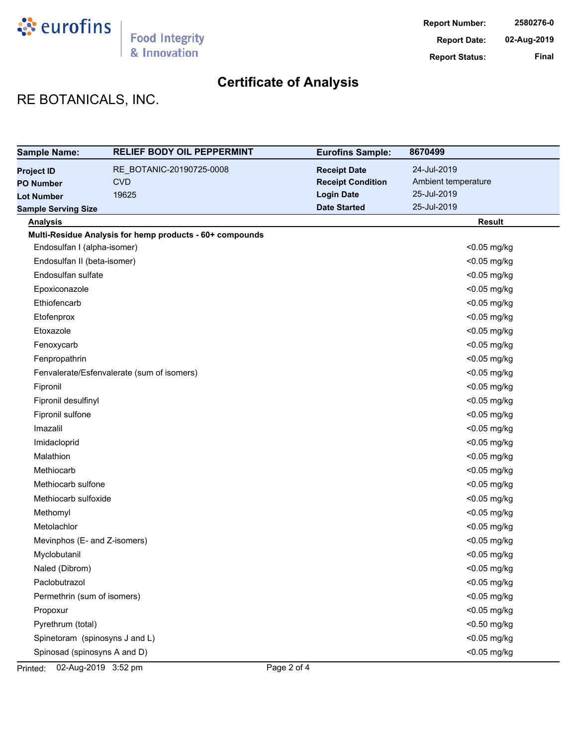Report Number: 2580276-0
Report Date: 02-Aug-2019
Report Status: Final

# Certificate of Analysis

## RE BOTANICALS, INC.

| | | | |
|---|---|---|---|
| **Sample Name:** | **RELIEF BODY OIL PEPPERMINT** | **Eurofins Sample:** | **8670499** |
| **Project ID** | RE_BOTANIC-20190725-0008 | **Receipt Date** | 24-Jul-2019 |
| **PO Number** | CVD | **Receipt Condition** | Ambient temperature |
| **Lot Number** | 19625 | **Login Date** | 25-Jul-2019 |
| **Sample Serving Size** | | **Date Started** | 25-Jul-2019 |

| Analysis | Result |
|---|---|
| **Multi-Residue Analysis for hemp products - 60+ compounds** | |
| Endosulfan I (alpha-isomer) | <0.05 mg/kg |
| Endosulfan II (beta-isomer) | <0.05 mg/kg |
| Endosulfan sulfate | <0.05 mg/kg |
| Epoxiconazole | <0.05 mg/kg |
| Ethiofencarb | <0.05 mg/kg |
| Etofenprox | <0.05 mg/kg |
| Etoxazole | <0.05 mg/kg |
| Fenoxycarb | <0.05 mg/kg |
| Fenpropathrin | <0.05 mg/kg |
| Fenvalerate/Esfenvalerate (sum of isomers) | <0.05 mg/kg |
| Fipronil | <0.05 mg/kg |
| Fipronil desulfinyl | <0.05 mg/kg |
| Fipronil sulfone | <0.05 mg/kg |
| Imazalil | <0.05 mg/kg |
| Imidacloprid | <0.05 mg/kg |
| Malathion | <0.05 mg/kg |
| Methiocarb | <0.05 mg/kg |
| Methiocarb sulfone | <0.05 mg/kg |
| Methiocarb sulfoxide | <0.05 mg/kg |
| Methomyl | <0.05 mg/kg |
| Metolachlor | <0.05 mg/kg |
| Mevinphos (E- and Z-isomers) | <0.05 mg/kg |
| Myclobutanil | <0.05 mg/kg |
| Naled (Dibrom) | <0.05 mg/kg |
| Paclobutrazol | <0.05 mg/kg |
| Permethrin (sum of isomers) | <0.05 mg/kg |
| Propoxur | <0.05 mg/kg |
| Pyrethrum (total) | <0.50 mg/kg |
| Spinetoram (spinosyns J and L) | <0.05 mg/kg |
| Spinosad (spinosyns A and D) | <0.05 mg/kg |

Printed: 02-Aug-2019 3:52 pm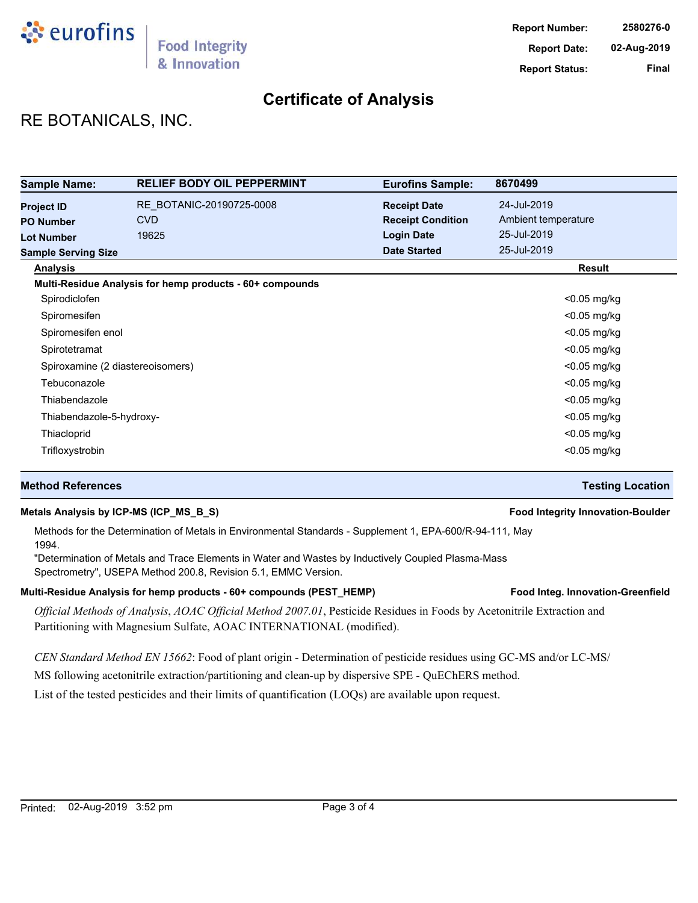**Report Number:** 2580276-0
**Report Date:** 02-Aug-2019
**Report Status:** Final

# Certificate of Analysis

## RE BOTANICALS, INC.

| **Sample Name:** | **RELIEF BODY OIL PEPPERMINT** | **Eurofins Sample:** | **8670499** |
|---|---|---|---|
| **Project ID** | RE_BOTANIC-20190725-0008 | **Receipt Date** | 24-Jul-2019 |
| **PO Number** | CVD | **Receipt Condition** | Ambient temperature |
| **Lot Number** | 19625 | **Login Date** | 25-Jul-2019 |
| **Sample Serving Size** | | **Date Started** | 25-Jul-2019 |

| Analysis | Result |
|---|---|
| **Multi-Residue Analysis for hemp products - 60+ compounds** | |
| Spirodiclofen | <0.05 mg/kg |
| Spiromesifen | <0.05 mg/kg |
| Spiromesifen enol | <0.05 mg/kg |
| Spirotetramat | <0.05 mg/kg |
| Spiroxamine (2 diastereoisomers) | <0.05 mg/kg |
| Tebuconazole | <0.05 mg/kg |
| Thiabendazole | <0.05 mg/kg |
| Thiabendazole-5-hydroxy- | <0.05 mg/kg |
| Thiacloprid | <0.05 mg/kg |
| Trifloxystrobin | <0.05 mg/kg |

## Method References — Testing Location

**Metals Analysis by ICP-MS (ICP_MS_B_S)** — **Food Integrity Innovation-Boulder**

Methods for the Determination of Metals in Environmental Standards - Supplement 1, EPA-600/R-94-111, May 1994.

"Determination of Metals and Trace Elements in Water and Wastes by Inductively Coupled Plasma-Mass Spectrometry", USEPA Method 200.8, Revision 5.1, EMMC Version.

**Multi-Residue Analysis for hemp products - 60+ compounds (PEST_HEMP)** — **Food Integ. Innovation-Greenfield**

*Official Methods of Analysis*, *AOAC Official Method 2007.01*, Pesticide Residues in Foods by Acetonitrile Extraction and Partitioning with Magnesium Sulfate, AOAC INTERNATIONAL (modified).

*CEN Standard Method EN 15662*: Food of plant origin - Determination of pesticide residues using GC-MS and/or LC-MS/MS following acetonitrile extraction/partitioning and clean-up by dispersive SPE - QuEChERS method.

List of the tested pesticides and their limits of quantification (LOQs) are available upon request.

Printed: 02-Aug-2019 3:52 pm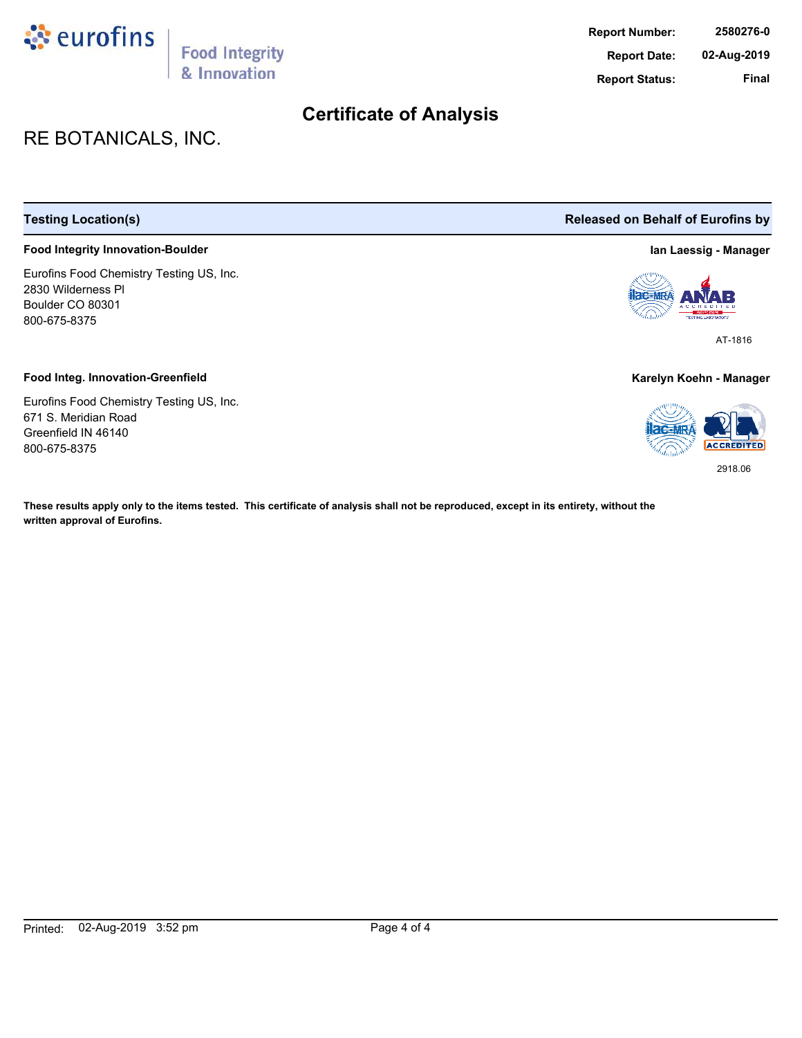Report Number: 2580276-0
Report Date: 02-Aug-2019
Report Status: Final

# Certificate of Analysis

RE BOTANICALS, INC.

| Testing Location(s) | Released on Behalf of Eurofins by |
|---|---|
| **Food Integrity Innovation-Boulder**<br>Eurofins Food Chemistry Testing US, Inc.<br>2830 Wilderness Pl<br>Boulder CO 80301<br>800-675-8375 | **Ian Laessig - Manager**<br>AT-1816 |
| **Food Integ. Innovation-Greenfield**<br>Eurofins Food Chemistry Testing US, Inc.<br>671 S. Meridian Road<br>Greenfield IN 46140<br>800-675-8375 | **Karelyn Koehn - Manager**<br>2918.06 |

**These results apply only to the items tested. This certificate of analysis shall not be reproduced, except in its entirety, without the written approval of Eurofins.**

Printed: 02-Aug-2019 3:52 pm